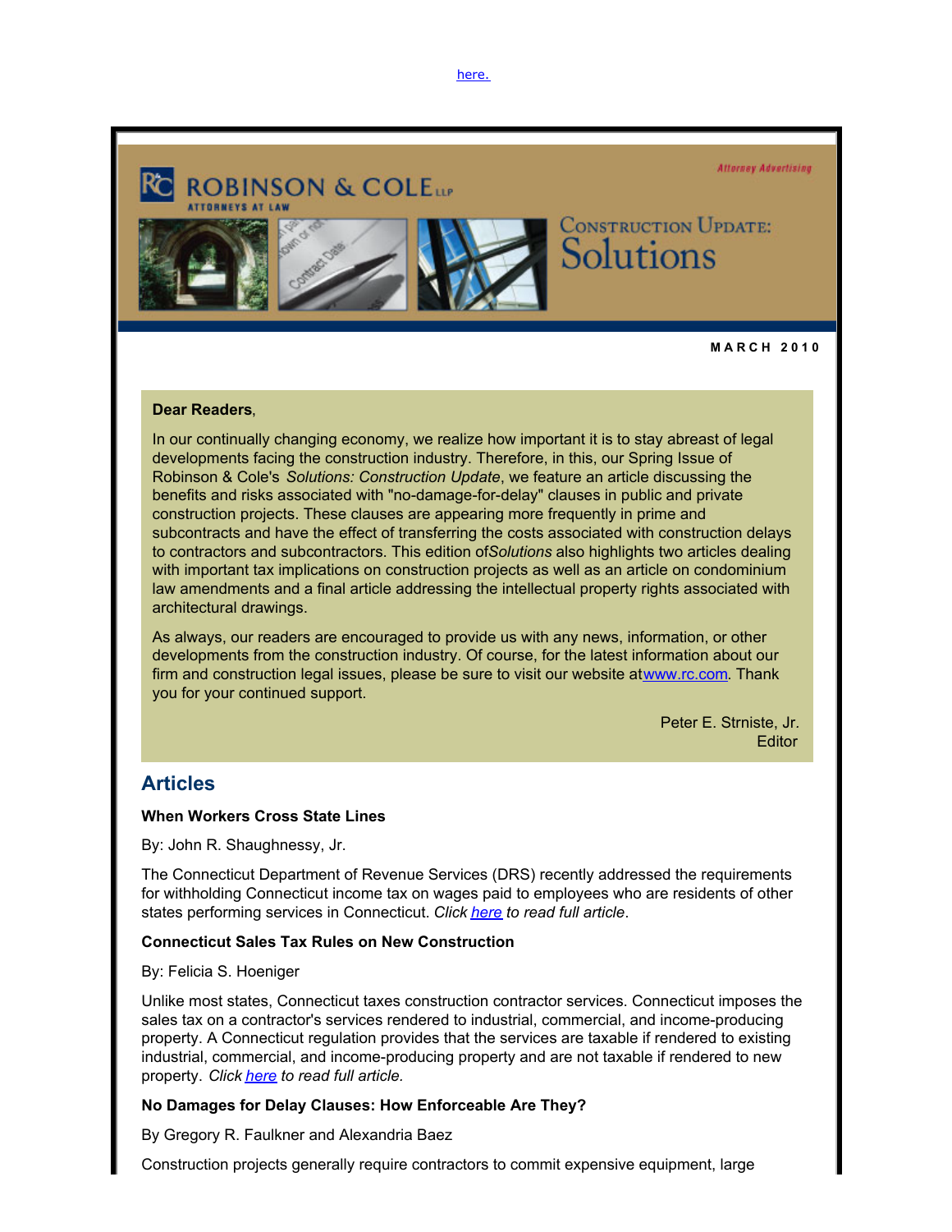here.

ROBINSON & COLE LLP
ATTORNEYS AT LAW

Attorney Advertising

# CONSTRUCTION UPDATE: Solutions

**MARCH 2010**

**Dear Readers**,

In our continually changing economy, we realize how important it is to stay abreast of legal developments facing the construction industry. Therefore, in this, our Spring Issue of Robinson & Cole's *Solutions: Construction Update*, we feature an article discussing the benefits and risks associated with "no-damage-for-delay" clauses in public and private construction projects. These clauses are appearing more frequently in prime and subcontracts and have the effect of transferring the costs associated with construction delays to contractors and subcontractors. This edition of*Solutions* also highlights two articles dealing with important tax implications on construction projects as well as an article on condominium law amendments and a final article addressing the intellectual property rights associated with architectural drawings.

As always, our readers are encouraged to provide us with any news, information, or other developments from the construction industry. Of course, for the latest information about our firm and construction legal issues, please be sure to visit our website atwww.rc.com. Thank you for your continued support.

Peter E. Strniste, Jr.
Editor

## Articles

**When Workers Cross State Lines**

By: John R. Shaughnessy, Jr.

The Connecticut Department of Revenue Services (DRS) recently addressed the requirements for withholding Connecticut income tax on wages paid to employees who are residents of other states performing services in Connecticut. *Click here to read full article*.

**Connecticut Sales Tax Rules on New Construction**

By: Felicia S. Hoeniger

Unlike most states, Connecticut taxes construction contractor services. Connecticut imposes the sales tax on a contractor's services rendered to industrial, commercial, and income-producing property. A Connecticut regulation provides that the services are taxable if rendered to existing industrial, commercial, and income-producing property and are not taxable if rendered to new property. *Click here to read full article.*

**No Damages for Delay Clauses: How Enforceable Are They?**

By Gregory R. Faulkner and Alexandria Baez

Construction projects generally require contractors to commit expensive equipment, large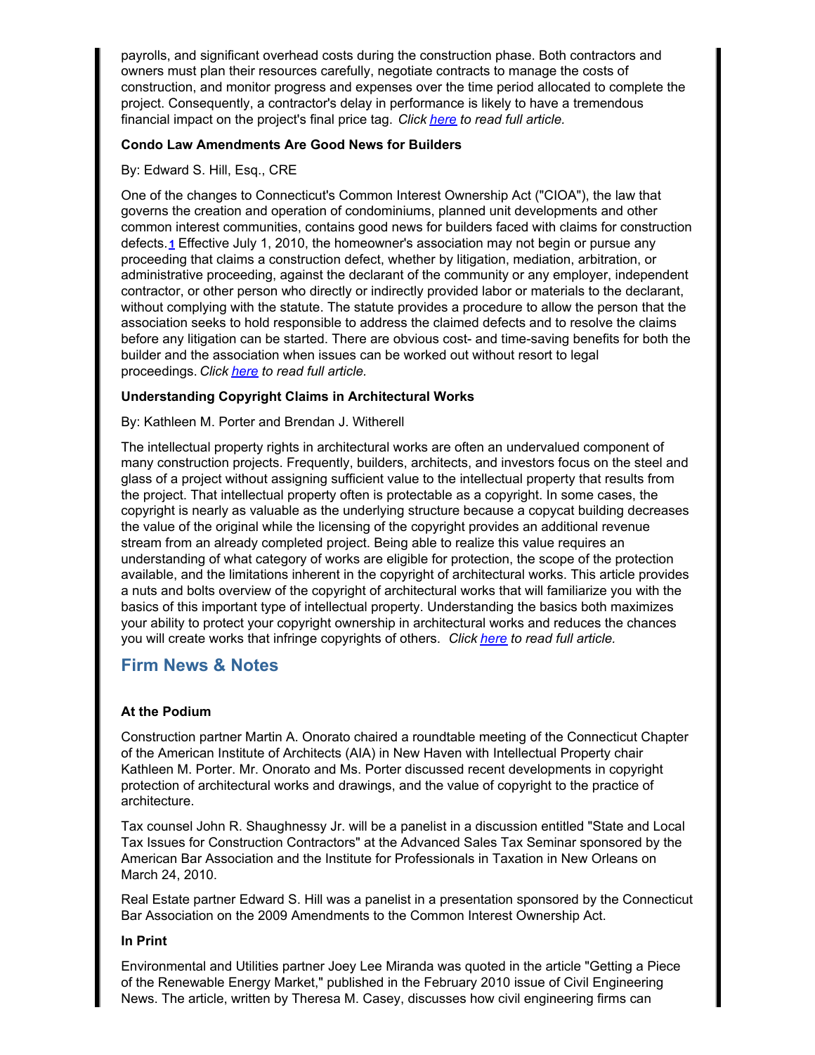payrolls, and significant overhead costs during the construction phase. Both contractors and owners must plan their resources carefully, negotiate contracts to manage the costs of construction, and monitor progress and expenses over the time period allocated to complete the project. Consequently, a contractor's delay in performance is likely to have a tremendous financial impact on the project's final price tag. *Click here to read full article.*

**Condo Law Amendments Are Good News for Builders**

By: Edward S. Hill, Esq., CRE

One of the changes to Connecticut's Common Interest Ownership Act ("CIOA"), the law that governs the creation and operation of condominiums, planned unit developments and other common interest communities, contains good news for builders faced with claims for construction defects.[1] Effective July 1, 2010, the homeowner's association may not begin or pursue any proceeding that claims a construction defect, whether by litigation, mediation, arbitration, or administrative proceeding, against the declarant of the community or any employer, independent contractor, or other person who directly or indirectly provided labor or materials to the declarant, without complying with the statute. The statute provides a procedure to allow the person that the association seeks to hold responsible to address the claimed defects and to resolve the claims before any litigation can be started. There are obvious cost- and time-saving benefits for both the builder and the association when issues can be worked out without resort to legal proceedings. *Click here to read full article.*

**Understanding Copyright Claims in Architectural Works**

By: Kathleen M. Porter and Brendan J. Witherell

The intellectual property rights in architectural works are often an undervalued component of many construction projects. Frequently, builders, architects, and investors focus on the steel and glass of a project without assigning sufficient value to the intellectual property that results from the project. That intellectual property often is protectable as a copyright. In some cases, the copyright is nearly as valuable as the underlying structure because a copycat building decreases the value of the original while the licensing of the copyright provides an additional revenue stream from an already completed project. Being able to realize this value requires an understanding of what category of works are eligible for protection, the scope of the protection available, and the limitations inherent in the copyright of architectural works. This article provides a nuts and bolts overview of the copyright of architectural works that will familiarize you with the basics of this important type of intellectual property. Understanding the basics both maximizes your ability to protect your copyright ownership in architectural works and reduces the chances you will create works that infringe copyrights of others. *Click here to read full article.*

## Firm News & Notes

**At the Podium**

Construction partner Martin A. Onorato chaired a roundtable meeting of the Connecticut Chapter of the American Institute of Architects (AIA) in New Haven with Intellectual Property chair Kathleen M. Porter. Mr. Onorato and Ms. Porter discussed recent developments in copyright protection of architectural works and drawings, and the value of copyright to the practice of architecture.

Tax counsel John R. Shaughnessy Jr. will be a panelist in a discussion entitled "State and Local Tax Issues for Construction Contractors" at the Advanced Sales Tax Seminar sponsored by the American Bar Association and the Institute for Professionals in Taxation in New Orleans on March 24, 2010.

Real Estate partner Edward S. Hill was a panelist in a presentation sponsored by the Connecticut Bar Association on the 2009 Amendments to the Common Interest Ownership Act.

**In Print**

Environmental and Utilities partner Joey Lee Miranda was quoted in the article "Getting a Piece of the Renewable Energy Market," published in the February 2010 issue of Civil Engineering News. The article, written by Theresa M. Casey, discusses how civil engineering firms can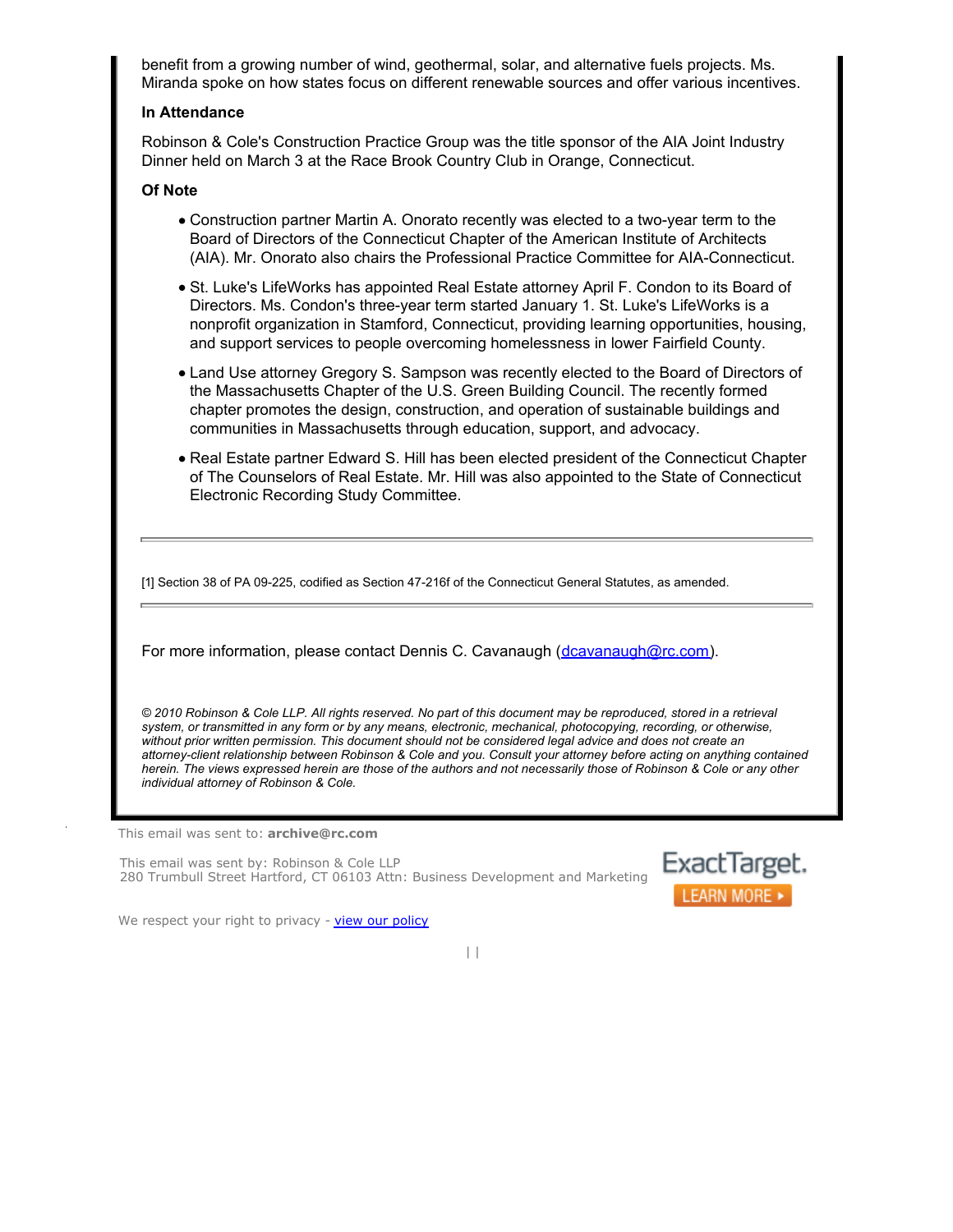benefit from a growing number of wind, geothermal, solar, and alternative fuels projects. Ms. Miranda spoke on how states focus on different renewable sources and offer various incentives.

**In Attendance**

Robinson & Cole's Construction Practice Group was the title sponsor of the AIA Joint Industry Dinner held on March 3 at the Race Brook Country Club in Orange, Connecticut.

**Of Note**

- Construction partner Martin A. Onorato recently was elected to a two-year term to the Board of Directors of the Connecticut Chapter of the American Institute of Architects (AIA). Mr. Onorato also chairs the Professional Practice Committee for AIA-Connecticut.
- St. Luke's LifeWorks has appointed Real Estate attorney April F. Condon to its Board of Directors. Ms. Condon's three-year term started January 1. St. Luke's LifeWorks is a nonprofit organization in Stamford, Connecticut, providing learning opportunities, housing, and support services to people overcoming homelessness in lower Fairfield County.
- Land Use attorney Gregory S. Sampson was recently elected to the Board of Directors of the Massachusetts Chapter of the U.S. Green Building Council. The recently formed chapter promotes the design, construction, and operation of sustainable buildings and communities in Massachusetts through education, support, and advocacy.
- Real Estate partner Edward S. Hill has been elected president of the Connecticut Chapter of The Counselors of Real Estate. Mr. Hill was also appointed to the State of Connecticut Electronic Recording Study Committee.

---

[1] Section 38 of PA 09-225, codified as Section 47-216f of the Connecticut General Statutes, as amended.

---

For more information, please contact Dennis C. Cavanaugh (dcavanaugh@rc.com).

*© 2010 Robinson & Cole LLP. All rights reserved. No part of this document may be reproduced, stored in a retrieval system, or transmitted in any form or by any means, electronic, mechanical, photocopying, recording, or otherwise, without prior written permission. This document should not be considered legal advice and does not create an attorney-client relationship between Robinson & Cole and you. Consult your attorney before acting on anything contained herein. The views expressed herein are those of the authors and not necessarily those of Robinson & Cole or any other individual attorney of Robinson & Cole.*

This email was sent to: **archive@rc.com**

This email was sent by: Robinson & Cole LLP
280 Trumbull Street Hartford, CT 06103 Attn: Business Development and Marketing

ExactTarget.
LEARN MORE ▸

We respect your right to privacy - view our policy

| |